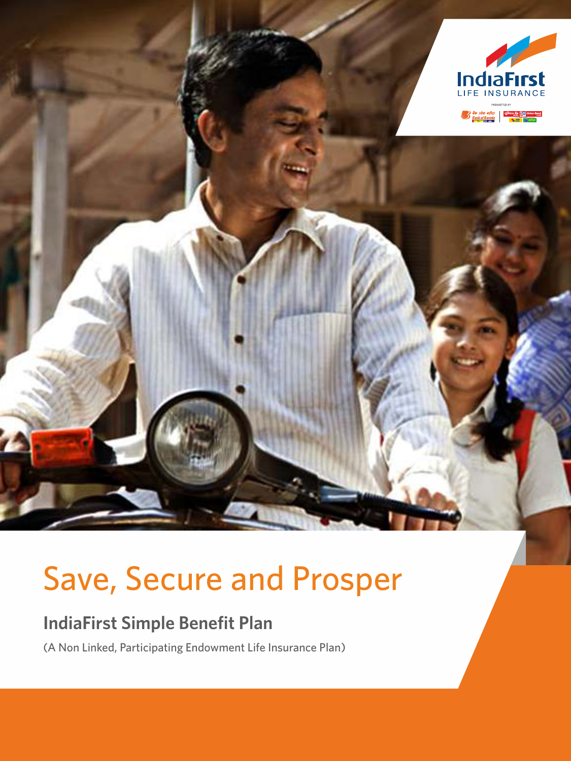# Save, Secure and Prosper

## IndiaFirst Simple Benefit Plan

(A Non Linked, Participating Endowment Life Insurance Plan)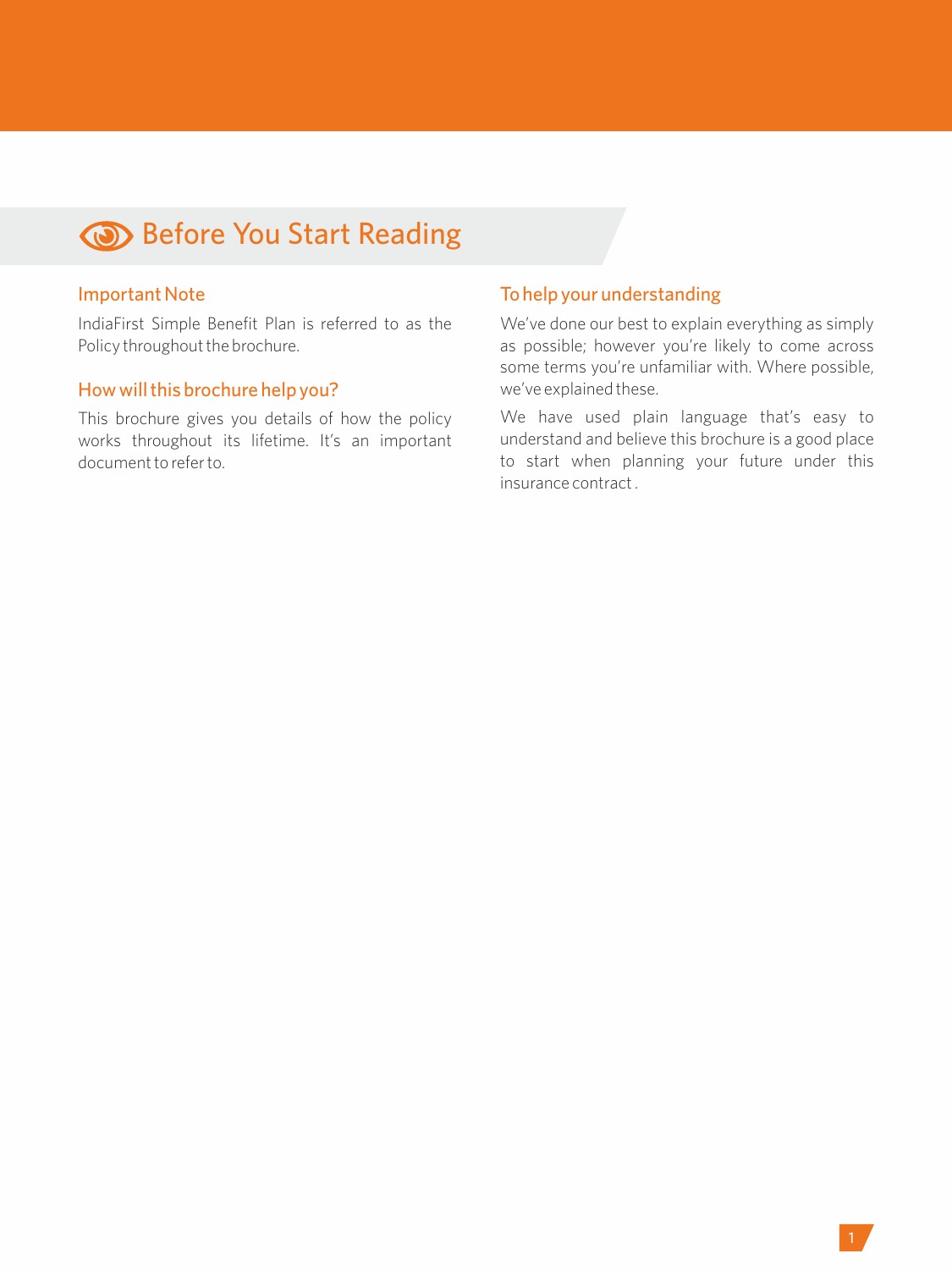# Before You Start Reading

## Important Note

IndiaFirst Simple Benefit Plan is referred to as the Policy throughout the brochure.

## How will this brochure help you?

This brochure gives you details of how the policy works throughout its lifetime. It's an important document to refer to.

## To help your understanding

We've done our best to explain everything as simply as possible; however you're likely to come across some terms you're unfamiliar with. Where possible, we've explained these.

We have used plain language that's easy to understand and believe this brochure is a good place to start when planning your future under this insurance contract .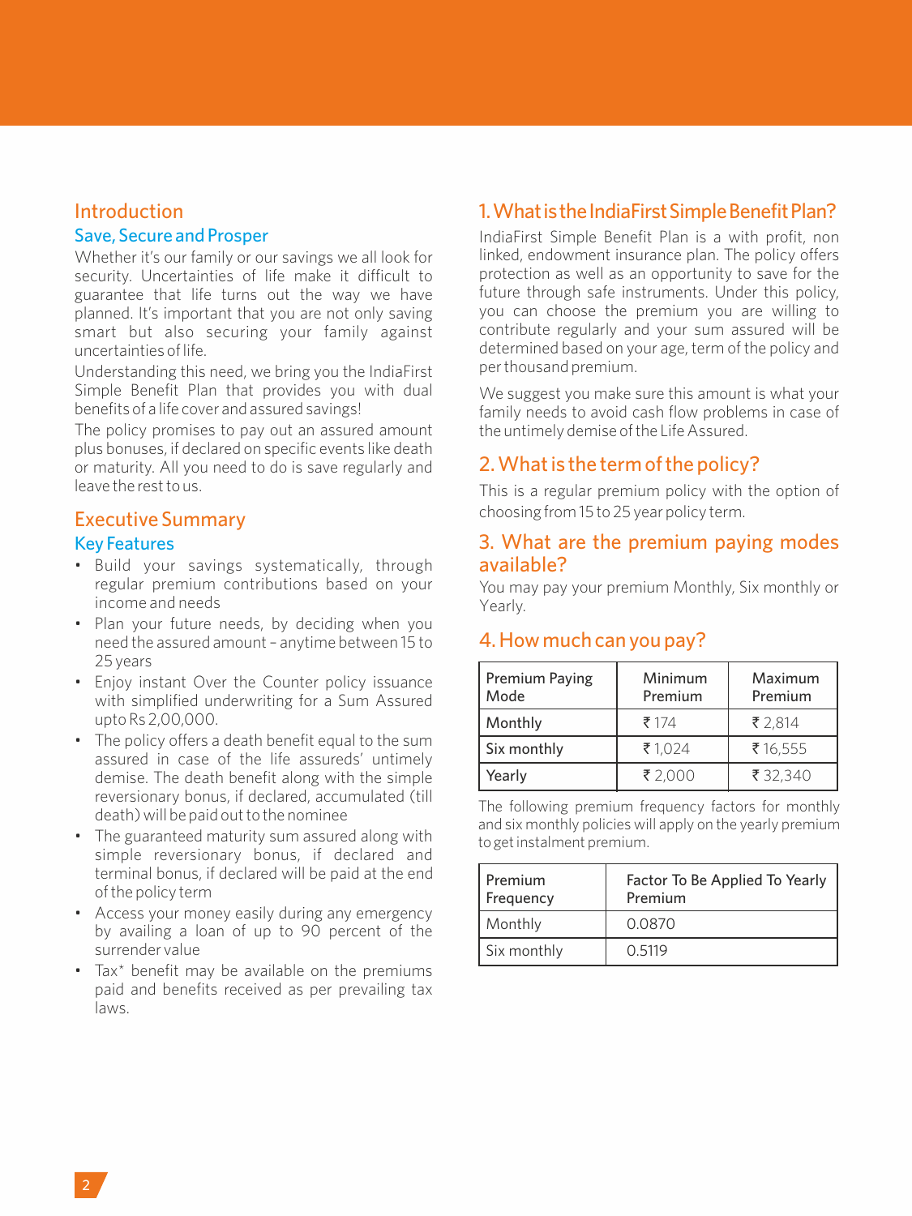## Introduction

### Save, Secure and Prosper

Whether it's our family or our savings we all look for security. Uncertainties of life make it difficult to guarantee that life turns out the way we have planned. It's important that you are not only saving smart but also securing your family against uncertainties of life.

Understanding this need, we bring you the IndiaFirst Simple Benefit Plan that provides you with dual benefits of a life cover and assured savings!

The policy promises to pay out an assured amount plus bonuses, if declared on specific events like death or maturity. All you need to do is save regularly and leave the rest to us.

## Executive Summary

### Key Features

- Build your savings systematically, through regular premium contributions based on your income and needs
- Plan your future needs, by deciding when you need the assured amount – anytime between 15 to 25 years
- Enjoy instant Over the Counter policy issuance with simplified underwriting for a Sum Assured upto Rs 2,00,000.
- The policy offers a death benefit equal to the sum assured in case of the life assureds' untimely demise. The death benefit along with the simple reversionary bonus, if declared, accumulated (till death) will be paid out to the nominee
- The guaranteed maturity sum assured along with simple reversionary bonus, if declared and terminal bonus, if declared will be paid at the end of the policy term
- Access your money easily during any emergency by availing a loan of up to 90 percent of the surrender value
- Tax* benefit may be available on the premiums paid and benefits received as per prevailing tax laws.

## 1. What is the IndiaFirst Simple Benefit Plan?

IndiaFirst Simple Benefit Plan is a with profit, non linked, endowment insurance plan. The policy offers protection as well as an opportunity to save for the future through safe instruments. Under this policy, you can choose the premium you are willing to contribute regularly and your sum assured will be determined based on your age, term of the policy and per thousand premium.

We suggest you make sure this amount is what your family needs to avoid cash flow problems in case of the untimely demise of the Life Assured.

## 2. What is the term of the policy?

This is a regular premium policy with the option of choosing from 15 to 25 year policy term.

## 3. What are the premium paying modes available?

You may pay your premium Monthly, Six monthly or Yearly.

## 4. How much can you pay?

| Premium Paying Mode | Minimum Premium | Maximum Premium |
|---|---|---|
| Monthly | ₹ 174 | ₹ 2,814 |
| Six monthly | ₹ 1,024 | ₹ 16,555 |
| Yearly | ₹ 2,000 | ₹ 32,340 |

The following premium frequency factors for monthly and six monthly policies will apply on the yearly premium to get instalment premium.

| Premium Frequency | Factor To Be Applied To Yearly Premium |
|---|---|
| Monthly | 0.0870 |
| Six monthly | 0.5119 |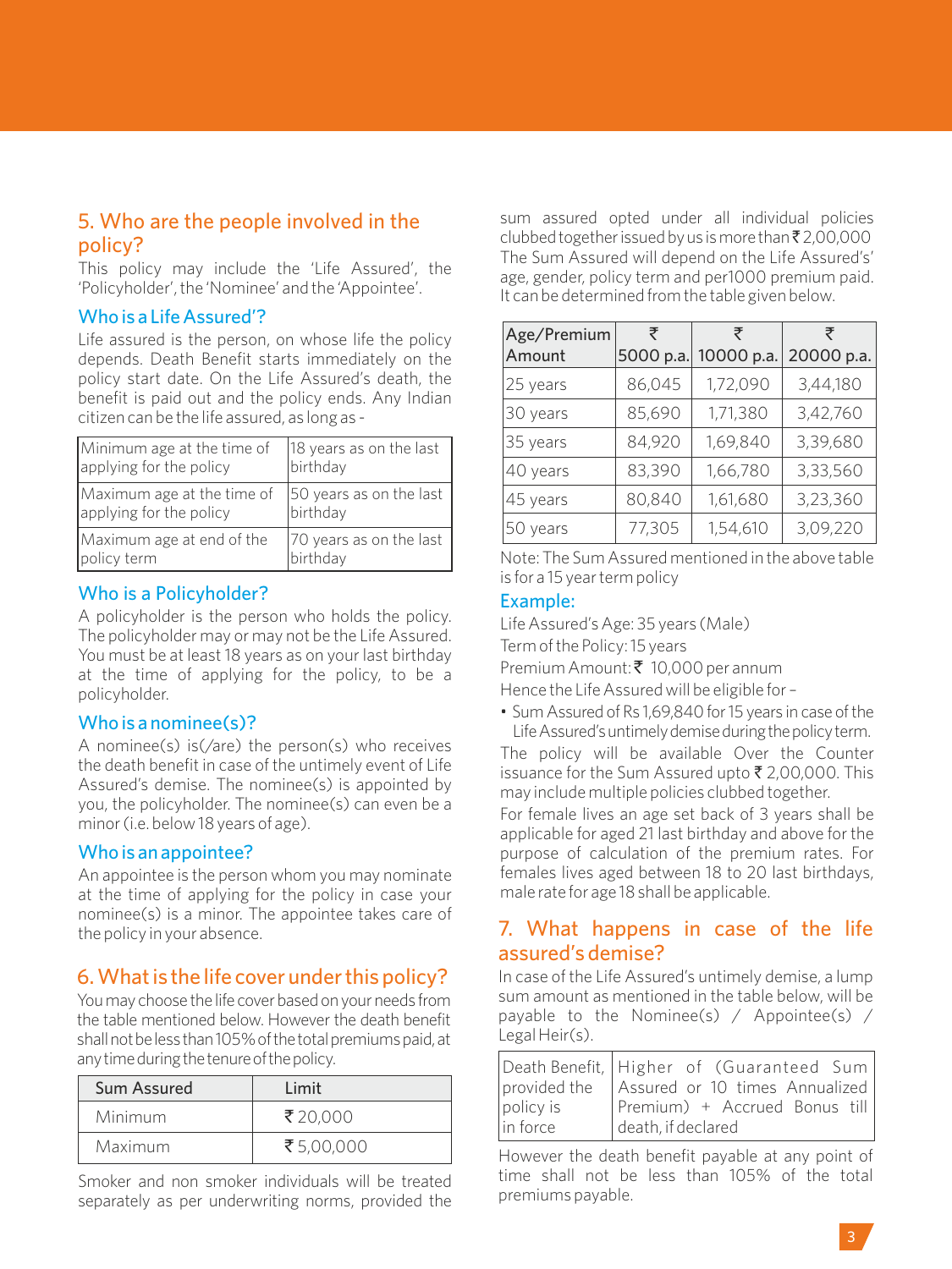## 5. Who are the people involved in the policy?

This policy may include the 'Life Assured', the 'Policyholder', the 'Nominee' and the 'Appointee'.

### Who is a Life Assured'?

Life assured is the person, on whose life the policy depends. Death Benefit starts immediately on the policy start date. On the Life Assured's death, the benefit is paid out and the policy ends. Any Indian citizen can be the life assured, as long as -

| Minimum age at the time of applying for the policy | 18 years as on the last birthday |
|---|---|
| Maximum age at the time of applying for the policy | 50 years as on the last birthday |
| Maximum age at end of the policy term | 70 years as on the last birthday |

### Who is a Policyholder?

A policyholder is the person who holds the policy. The policyholder may or may not be the Life Assured. You must be at least 18 years as on your last birthday at the time of applying for the policy, to be a policyholder.

### Who is a nominee(s)?

A nominee(s) is(/are) the person(s) who receives the death benefit in case of the untimely event of Life Assured's demise. The nominee(s) is appointed by you, the policyholder. The nominee(s) can even be a minor (i.e. below 18 years of age).

### Who is an appointee?

An appointee is the person whom you may nominate at the time of applying for the policy in case your nominee(s) is a minor. The appointee takes care of the policy in your absence.

## 6. What is the life cover under this policy?

You may choose the life cover based on your needs from the table mentioned below. However the death benefit shall not be less than 105% of the total premiums paid, at any time during the tenure of the policy.

| Sum Assured | Limit |
|---|---|
| Minimum | ₹ 20,000 |
| Maximum | ₹ 5,00,000 |

Smoker and non smoker individuals will be treated separately as per underwriting norms, provided the sum assured opted under all individual policies clubbed together issued by us is more than ₹ 2,00,000 The Sum Assured will depend on the Life Assured's' age, gender, policy term and per1000 premium paid. It can be determined from the table given below.

| Age/Premium Amount | ₹ 5000 p.a. | ₹ 10000 p.a. | ₹ 20000 p.a. |
|---|---|---|---|
| 25 years | 86,045 | 1,72,090 | 3,44,180 |
| 30 years | 85,690 | 1,71,380 | 3,42,760 |
| 35 years | 84,920 | 1,69,840 | 3,39,680 |
| 40 years | 83,390 | 1,66,780 | 3,33,560 |
| 45 years | 80,840 | 1,61,680 | 3,23,360 |
| 50 years | 77,305 | 1,54,610 | 3,09,220 |

Note: The Sum Assured mentioned in the above table is for a 15 year term policy

### Example:

Life Assured's Age: 35 years (Male)

Term of the Policy: 15 years

Premium Amount: ₹ 10,000 per annum

Hence the Life Assured will be eligible for –

- Sum Assured of Rs 1,69,840 for 15 years in case of the Life Assured's untimely demise during the policy term.

The policy will be available Over the Counter issuance for the Sum Assured upto ₹ 2,00,000. This may include multiple policies clubbed together.

For female lives an age set back of 3 years shall be applicable for aged 21 last birthday and above for the purpose of calculation of the premium rates. For females lives aged between 18 to 20 last birthdays, male rate for age 18 shall be applicable.

## 7. What happens in case of the life assured's demise?

In case of the Life Assured's untimely demise, a lump sum amount as mentioned in the table below, will be payable to the Nominee(s) / Appointee(s) / Legal Heir(s).

| Death Benefit, provided the policy is in force | Higher of (Guaranteed Sum Assured or 10 times Annualized Premium) + Accrued Bonus till death, if declared |
|---|---|

However the death benefit payable at any point of time shall not be less than 105% of the total premiums payable.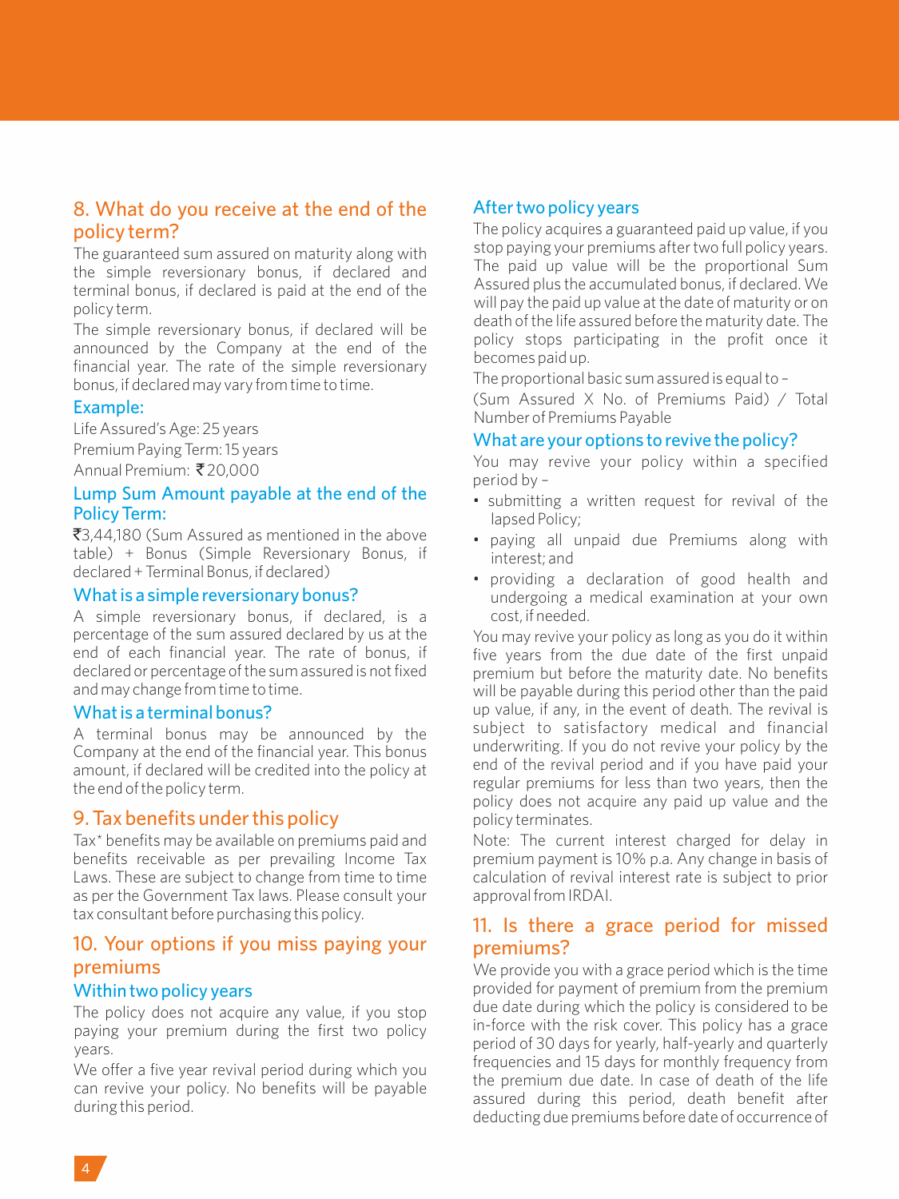## 8. What do you receive at the end of the policy term?

The guaranteed sum assured on maturity along with the simple reversionary bonus, if declared and terminal bonus, if declared is paid at the end of the policy term.

The simple reversionary bonus, if declared will be announced by the Company at the end of the financial year. The rate of the simple reversionary bonus, if declared may vary from time to time.

### Example:

Life Assured's Age: 25 years

Premium Paying Term: 15 years

Annual Premium: ₹20,000

### Lump Sum Amount payable at the end of the Policy Term:

₹3,44,180 (Sum Assured as mentioned in the above table) + Bonus (Simple Reversionary Bonus, if declared + Terminal Bonus, if declared)

### What is a simple reversionary bonus?

A simple reversionary bonus, if declared, is a percentage of the sum assured declared by us at the end of each financial year. The rate of bonus, if declared or percentage of the sum assured is not fixed and may change from time to time.

### What is a terminal bonus?

A terminal bonus may be announced by the Company at the end of the financial year. This bonus amount, if declared will be credited into the policy at the end of the policy term.

## 9. Tax benefits under this policy

Tax* benefits may be available on premiums paid and benefits receivable as per prevailing Income Tax Laws. These are subject to change from time to time as per the Government Tax laws. Please consult your tax consultant before purchasing this policy.

## 10. Your options if you miss paying your premiums

### Within two policy years

The policy does not acquire any value, if you stop paying your premium during the first two policy years.

We offer a five year revival period during which you can revive your policy. No benefits will be payable during this period.

### After two policy years

The policy acquires a guaranteed paid up value, if you stop paying your premiums after two full policy years. The paid up value will be the proportional Sum Assured plus the accumulated bonus, if declared. We will pay the paid up value at the date of maturity or on death of the life assured before the maturity date. The policy stops participating in the profit once it becomes paid up.

The proportional basic sum assured is equal to –

(Sum Assured X No. of Premiums Paid) / Total Number of Premiums Payable

### What are your options to revive the policy?

You may revive your policy within a specified period by –

- submitting a written request for revival of the lapsed Policy;
- paying all unpaid due Premiums along with interest; and
- providing a declaration of good health and undergoing a medical examination at your own cost, if needed.

You may revive your policy as long as you do it within five years from the due date of the first unpaid premium but before the maturity date. No benefits will be payable during this period other than the paid up value, if any, in the event of death. The revival is subject to satisfactory medical and financial underwriting. If you do not revive your policy by the end of the revival period and if you have paid your regular premiums for less than two years, then the policy does not acquire any paid up value and the policy terminates.

Note: The current interest charged for delay in premium payment is 10% p.a. Any change in basis of calculation of revival interest rate is subject to prior approval from IRDAI.

## 11. Is there a grace period for missed premiums?

We provide you with a grace period which is the time provided for payment of premium from the premium due date during which the policy is considered to be in-force with the risk cover. This policy has a grace period of 30 days for yearly, half-yearly and quarterly frequencies and 15 days for monthly frequency from the premium due date. In case of death of the life assured during this period, death benefit after deducting due premiums before date of occurrence of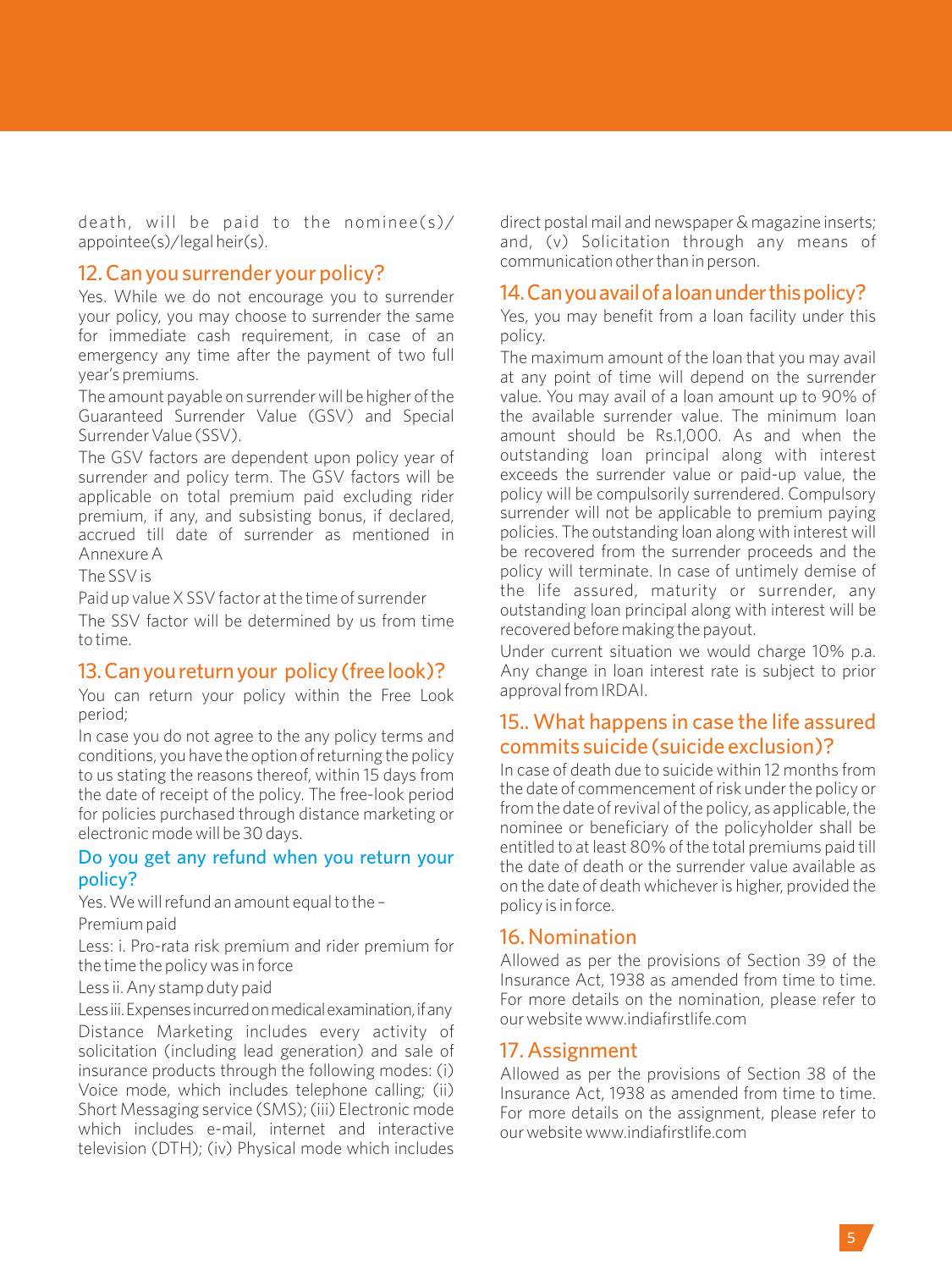death, will be paid to the nominee(s)/ appointee(s)/legal heir(s).

## 12. Can you surrender your policy?

Yes. While we do not encourage you to surrender your policy, you may choose to surrender the same for immediate cash requirement, in case of an emergency any time after the payment of two full year's premiums.

The amount payable on surrender will be higher of the Guaranteed Surrender Value (GSV) and Special Surrender Value (SSV).

The GSV factors are dependent upon policy year of surrender and policy term. The GSV factors will be applicable on total premium paid excluding rider premium, if any, and subsisting bonus, if declared, accrued till date of surrender as mentioned in Annexure A

The SSV is

Paid up value X SSV factor at the time of surrender

The SSV factor will be determined by us from time to time.

## 13. Can you return your policy (free look)?

You can return your policy within the Free Look period;

In case you do not agree to the any policy terms and conditions, you have the option of returning the policy to us stating the reasons thereof, within 15 days from the date of receipt of the policy. The free-look period for policies purchased through distance marketing or electronic mode will be 30 days.

### Do you get any refund when you return your policy?

Yes. We will refund an amount equal to the –

Premium paid

Less: i. Pro-rata risk premium and rider premium for the time the policy was in force

Less ii. Any stamp duty paid

Less iii. Expenses incurred on medical examination, if any

Distance Marketing includes every activity of solicitation (including lead generation) and sale of insurance products through the following modes: (i) Voice mode, which includes telephone calling; (ii) Short Messaging service (SMS); (iii) Electronic mode which includes e-mail, internet and interactive television (DTH); (iv) Physical mode which includes direct postal mail and newspaper & magazine inserts; and, (v) Solicitation through any means of communication other than in person.

## 14. Can you avail of a loan under this policy?

Yes, you may benefit from a loan facility under this policy.

The maximum amount of the loan that you may avail at any point of time will depend on the surrender value. You may avail of a loan amount up to 90% of the available surrender value. The minimum loan amount should be Rs.1,000. As and when the outstanding loan principal along with interest exceeds the surrender value or paid-up value, the policy will be compulsorily surrendered. Compulsory surrender will not be applicable to premium paying policies. The outstanding loan along with interest will be recovered from the surrender proceeds and the policy will terminate. In case of untimely demise of the life assured, maturity or surrender, any outstanding loan principal along with interest will be recovered before making the payout.

Under current situation we would charge 10% p.a. Any change in loan interest rate is subject to prior approval from IRDAI.

## 15.. What happens in case the life assured commits suicide (suicide exclusion)?

In case of death due to suicide within 12 months from the date of commencement of risk under the policy or from the date of revival of the policy, as applicable, the nominee or beneficiary of the policyholder shall be entitled to at least 80% of the total premiums paid till the date of death or the surrender value available as on the date of death whichever is higher, provided the policy is in force.

## 16. Nomination

Allowed as per the provisions of Section 39 of the Insurance Act, 1938 as amended from time to time. For more details on the nomination, please refer to our website www.indiafirstlife.com

## 17. Assignment

Allowed as per the provisions of Section 38 of the Insurance Act, 1938 as amended from time to time. For more details on the assignment, please refer to our website www.indiafirstlife.com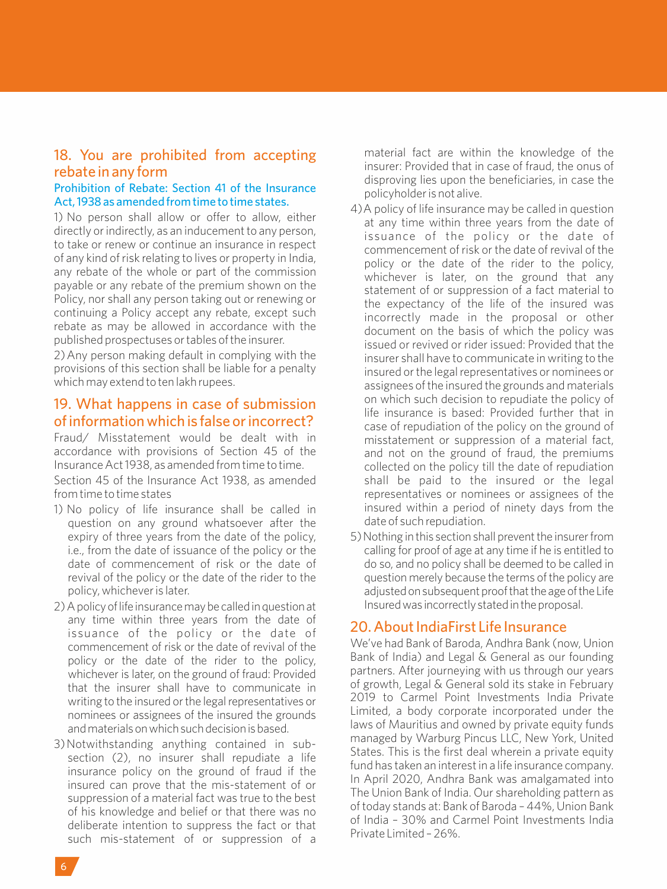## 18. You are prohibited from accepting rebate in any form

### Prohibition of Rebate: Section 41 of the Insurance Act, 1938 as amended from time to time states.

1) No person shall allow or offer to allow, either directly or indirectly, as an inducement to any person, to take or renew or continue an insurance in respect of any kind of risk relating to lives or property in India, any rebate of the whole or part of the commission payable or any rebate of the premium shown on the Policy, nor shall any person taking out or renewing or continuing a Policy accept any rebate, except such rebate as may be allowed in accordance with the published prospectuses or tables of the insurer.

2) Any person making default in complying with the provisions of this section shall be liable for a penalty which may extend to ten lakh rupees.

## 19. What happens in case of submission of information which is false or incorrect?

Fraud/ Misstatement would be dealt with in accordance with provisions of Section 45 of the Insurance Act 1938, as amended from time to time.

Section 45 of the Insurance Act 1938, as amended from time to time states

1) No policy of life insurance shall be called in question on any ground whatsoever after the expiry of three years from the date of the policy, i.e., from the date of issuance of the policy or the date of commencement of risk or the date of revival of the policy or the date of the rider to the policy, whichever is later.
2) A policy of life insurance may be called in question at any time within three years from the date of issuance of the policy or the date of commencement of risk or the date of revival of the policy or the date of the rider to the policy, whichever is later, on the ground of fraud: Provided that the insurer shall have to communicate in writing to the insured or the legal representatives or nominees or assignees of the insured the grounds and materials on which such decision is based.
3) Notwithstanding anything contained in sub-section (2), no insurer shall repudiate a life insurance policy on the ground of fraud if the insured can prove that the mis-statement of or suppression of a material fact was true to the best of his knowledge and belief or that there was no deliberate intention to suppress the fact or that such mis-statement of or suppression of a material fact are within the knowledge of the insurer: Provided that in case of fraud, the onus of disproving lies upon the beneficiaries, in case the policyholder is not alive.
4) A policy of life insurance may be called in question at any time within three years from the date of issuance of the policy or the date of commencement of risk or the date of revival of the policy or the date of the rider to the policy, whichever is later, on the ground that any statement of or suppression of a fact material to the expectancy of the life of the insured was incorrectly made in the proposal or other document on the basis of which the policy was issued or revived or rider issued: Provided that the insurer shall have to communicate in writing to the insured or the legal representatives or nominees or assignees of the insured the grounds and materials on which such decision to repudiate the policy of life insurance is based: Provided further that in case of repudiation of the policy on the ground of misstatement or suppression of a material fact, and not on the ground of fraud, the premiums collected on the policy till the date of repudiation shall be paid to the insured or the legal representatives or nominees or assignees of the insured within a period of ninety days from the date of such repudiation.
5) Nothing in this section shall prevent the insurer from calling for proof of age at any time if he is entitled to do so, and no policy shall be deemed to be called in question merely because the terms of the policy are adjusted on subsequent proof that the age of the Life Insured was incorrectly stated in the proposal.

## 20. About IndiaFirst Life Insurance

We've had Bank of Baroda, Andhra Bank (now, Union Bank of India) and Legal & General as our founding partners. After journeying with us through our years of growth, Legal & General sold its stake in February 2019 to Carmel Point Investments India Private Limited, a body corporate incorporated under the laws of Mauritius and owned by private equity funds managed by Warburg Pincus LLC, New York, United States. This is the first deal wherein a private equity fund has taken an interest in a life insurance company. In April 2020, Andhra Bank was amalgamated into The Union Bank of India. Our shareholding pattern as of today stands at: Bank of Baroda – 44%, Union Bank of India – 30% and Carmel Point Investments India Private Limited – 26%.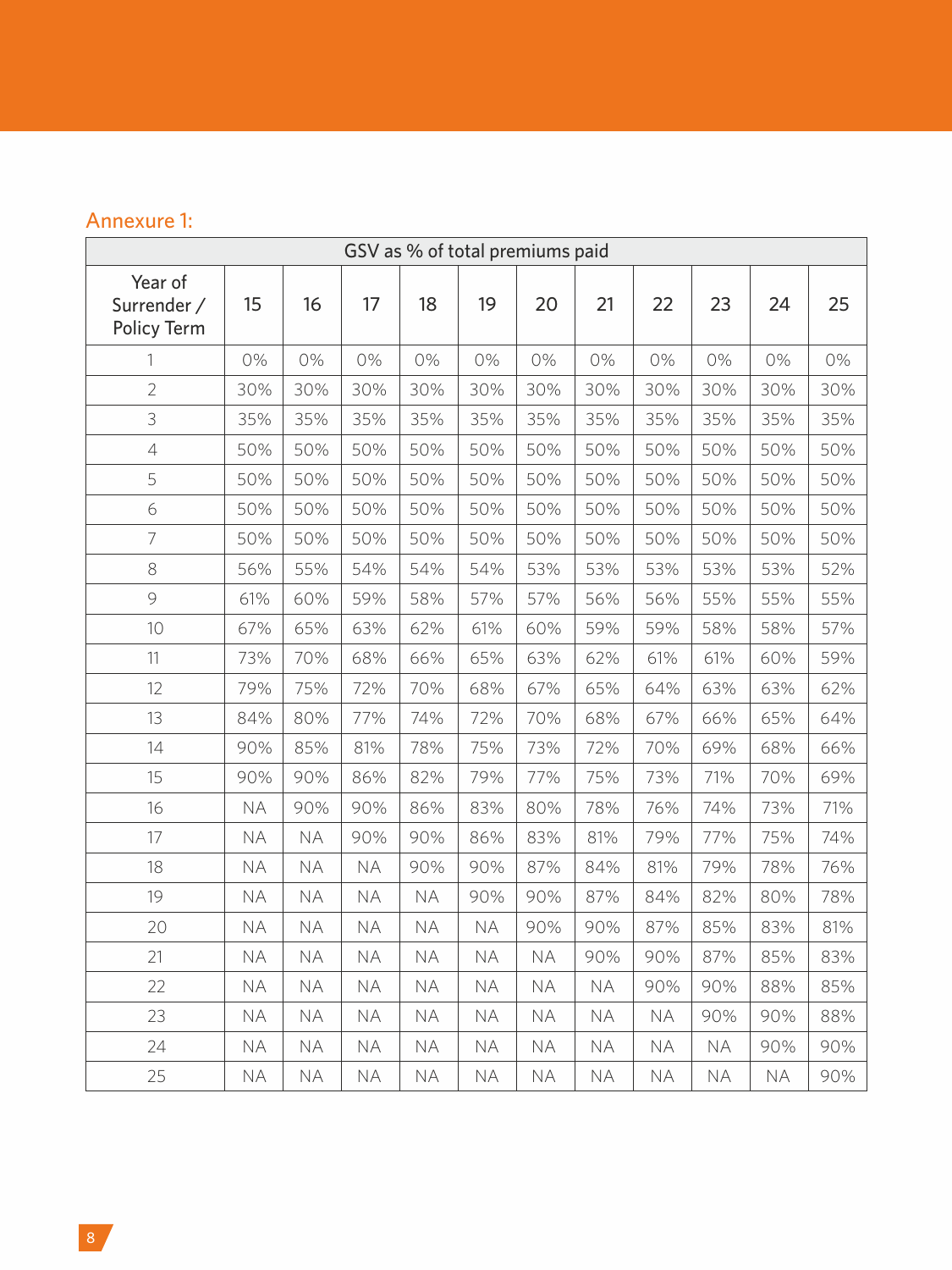## Annexure 1:

| GSV as % of total premiums paid | | | | | | | | | | | |
|---|---|---|---|---|---|---|---|---|---|---|---|
| Year of Surrender / Policy Term | 15 | 16 | 17 | 18 | 19 | 20 | 21 | 22 | 23 | 24 | 25 |
| 1 | 0% | 0% | 0% | 0% | 0% | 0% | 0% | 0% | 0% | 0% | 0% |
| 2 | 30% | 30% | 30% | 30% | 30% | 30% | 30% | 30% | 30% | 30% | 30% |
| 3 | 35% | 35% | 35% | 35% | 35% | 35% | 35% | 35% | 35% | 35% | 35% |
| 4 | 50% | 50% | 50% | 50% | 50% | 50% | 50% | 50% | 50% | 50% | 50% |
| 5 | 50% | 50% | 50% | 50% | 50% | 50% | 50% | 50% | 50% | 50% | 50% |
| 6 | 50% | 50% | 50% | 50% | 50% | 50% | 50% | 50% | 50% | 50% | 50% |
| 7 | 50% | 50% | 50% | 50% | 50% | 50% | 50% | 50% | 50% | 50% | 50% |
| 8 | 56% | 55% | 54% | 54% | 54% | 53% | 53% | 53% | 53% | 53% | 52% |
| 9 | 61% | 60% | 59% | 58% | 57% | 57% | 56% | 56% | 55% | 55% | 55% |
| 10 | 67% | 65% | 63% | 62% | 61% | 60% | 59% | 59% | 58% | 58% | 57% |
| 11 | 73% | 70% | 68% | 66% | 65% | 63% | 62% | 61% | 61% | 60% | 59% |
| 12 | 79% | 75% | 72% | 70% | 68% | 67% | 65% | 64% | 63% | 63% | 62% |
| 13 | 84% | 80% | 77% | 74% | 72% | 70% | 68% | 67% | 66% | 65% | 64% |
| 14 | 90% | 85% | 81% | 78% | 75% | 73% | 72% | 70% | 69% | 68% | 66% |
| 15 | 90% | 90% | 86% | 82% | 79% | 77% | 75% | 73% | 71% | 70% | 69% |
| 16 | NA | 90% | 90% | 86% | 83% | 80% | 78% | 76% | 74% | 73% | 71% |
| 17 | NA | NA | 90% | 90% | 86% | 83% | 81% | 79% | 77% | 75% | 74% |
| 18 | NA | NA | NA | 90% | 90% | 87% | 84% | 81% | 79% | 78% | 76% |
| 19 | NA | NA | NA | NA | 90% | 90% | 87% | 84% | 82% | 80% | 78% |
| 20 | NA | NA | NA | NA | NA | 90% | 90% | 87% | 85% | 83% | 81% |
| 21 | NA | NA | NA | NA | NA | NA | 90% | 90% | 87% | 85% | 83% |
| 22 | NA | NA | NA | NA | NA | NA | NA | 90% | 90% | 88% | 85% |
| 23 | NA | NA | NA | NA | NA | NA | NA | NA | 90% | 90% | 88% |
| 24 | NA | NA | NA | NA | NA | NA | NA | NA | NA | 90% | 90% |
| 25 | NA | NA | NA | NA | NA | NA | NA | NA | NA | NA | 90% |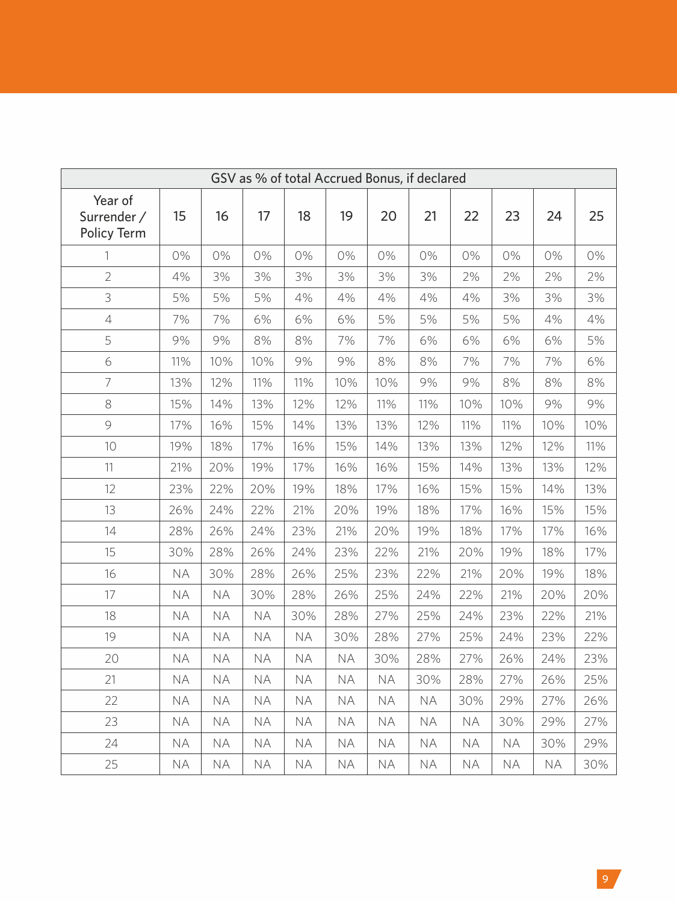| GSV as % of total Accrued Bonus, if declared | | | | | | | | | | | |
|---|---|---|---|---|---|---|---|---|---|---|---|
| Year of Surrender / Policy Term | 15 | 16 | 17 | 18 | 19 | 20 | 21 | 22 | 23 | 24 | 25 |
| 1 | 0% | 0% | 0% | 0% | 0% | 0% | 0% | 0% | 0% | 0% | 0% |
| 2 | 4% | 3% | 3% | 3% | 3% | 3% | 3% | 2% | 2% | 2% | 2% |
| 3 | 5% | 5% | 5% | 4% | 4% | 4% | 4% | 4% | 3% | 3% | 3% |
| 4 | 7% | 7% | 6% | 6% | 6% | 5% | 5% | 5% | 5% | 4% | 4% |
| 5 | 9% | 9% | 8% | 8% | 7% | 7% | 6% | 6% | 6% | 6% | 5% |
| 6 | 11% | 10% | 10% | 9% | 9% | 8% | 8% | 7% | 7% | 7% | 6% |
| 7 | 13% | 12% | 11% | 11% | 10% | 10% | 9% | 9% | 8% | 8% | 8% |
| 8 | 15% | 14% | 13% | 12% | 12% | 11% | 11% | 10% | 10% | 9% | 9% |
| 9 | 17% | 16% | 15% | 14% | 13% | 13% | 12% | 11% | 11% | 10% | 10% |
| 10 | 19% | 18% | 17% | 16% | 15% | 14% | 13% | 13% | 12% | 12% | 11% |
| 11 | 21% | 20% | 19% | 17% | 16% | 16% | 15% | 14% | 13% | 13% | 12% |
| 12 | 23% | 22% | 20% | 19% | 18% | 17% | 16% | 15% | 15% | 14% | 13% |
| 13 | 26% | 24% | 22% | 21% | 20% | 19% | 18% | 17% | 16% | 15% | 15% |
| 14 | 28% | 26% | 24% | 23% | 21% | 20% | 19% | 18% | 17% | 17% | 16% |
| 15 | 30% | 28% | 26% | 24% | 23% | 22% | 21% | 20% | 19% | 18% | 17% |
| 16 | NA | 30% | 28% | 26% | 25% | 23% | 22% | 21% | 20% | 19% | 18% |
| 17 | NA | NA | 30% | 28% | 26% | 25% | 24% | 22% | 21% | 20% | 20% |
| 18 | NA | NA | NA | 30% | 28% | 27% | 25% | 24% | 23% | 22% | 21% |
| 19 | NA | NA | NA | NA | 30% | 28% | 27% | 25% | 24% | 23% | 22% |
| 20 | NA | NA | NA | NA | NA | 30% | 28% | 27% | 26% | 24% | 23% |
| 21 | NA | NA | NA | NA | NA | NA | 30% | 28% | 27% | 26% | 25% |
| 22 | NA | NA | NA | NA | NA | NA | NA | 30% | 29% | 27% | 26% |
| 23 | NA | NA | NA | NA | NA | NA | NA | NA | 30% | 29% | 27% |
| 24 | NA | NA | NA | NA | NA | NA | NA | NA | NA | 30% | 29% |
| 25 | NA | NA | NA | NA | NA | NA | NA | NA | NA | NA | 30% |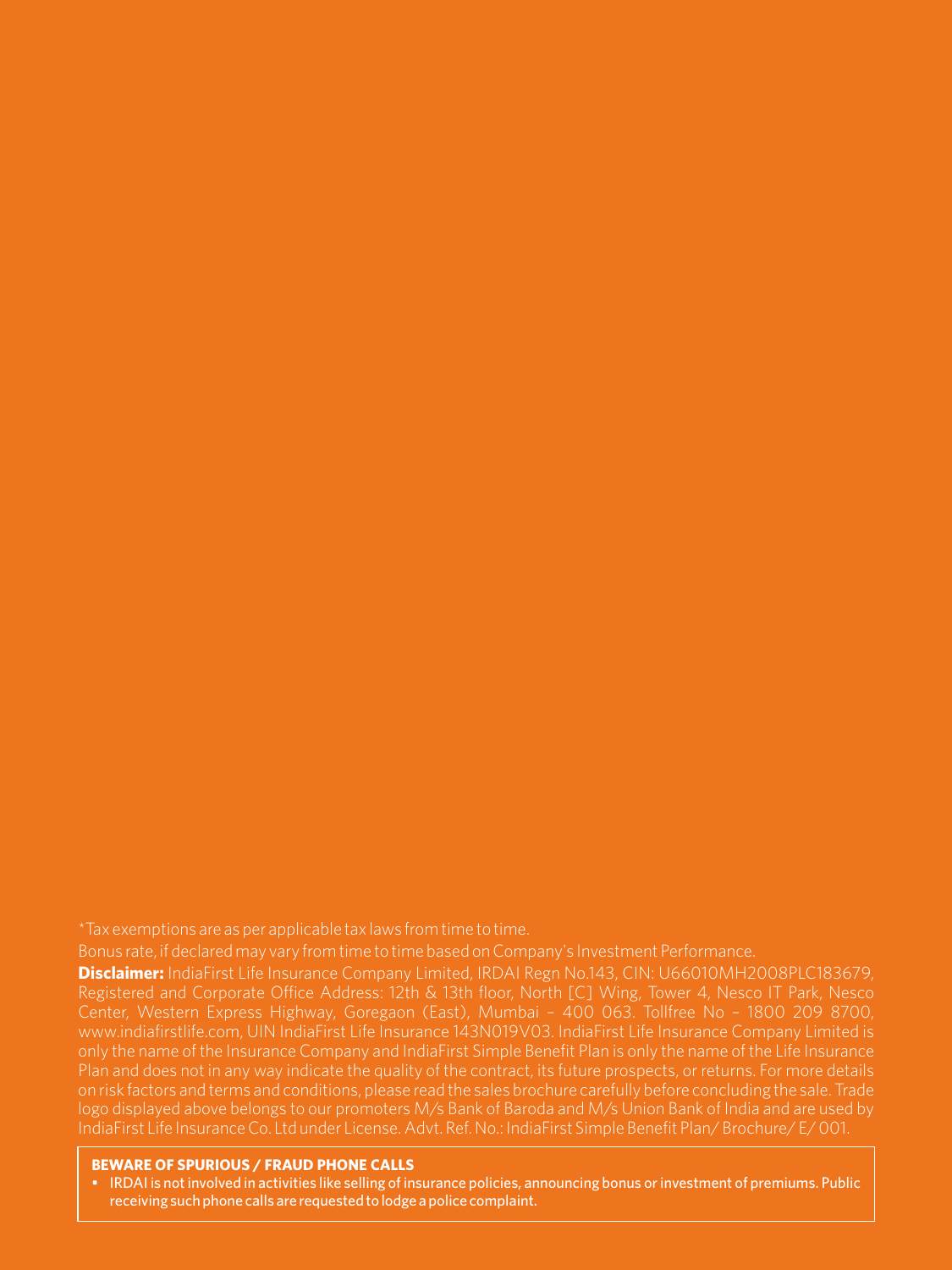*Tax exemptions are as per applicable tax laws from time to time.

Bonus rate, if declared may vary from time to time based on Company's Investment Performance.

**Disclaimer:** IndiaFirst Life Insurance Company Limited, IRDAI Regn No.143, CIN: U66010MH2008PLC183679, Registered and Corporate Office Address: 12th & 13th floor, North [C] Wing, Tower 4, Nesco IT Park, Nesco Center, Western Express Highway, Goregaon (East), Mumbai – 400 063. Tollfree No – 1800 209 8700, www.indiafirstlife.com, UIN IndiaFirst Life Insurance 143N019V03. IndiaFirst Life Insurance Company Limited is only the name of the Insurance Company and IndiaFirst Simple Benefit Plan is only the name of the Life Insurance Plan and does not in any way indicate the quality of the contract, its future prospects, or returns. For more details on risk factors and terms and conditions, please read the sales brochure carefully before concluding the sale. Trade logo displayed above belongs to our promoters M/s Bank of Baroda and M/s Union Bank of India and are used by IndiaFirst Life Insurance Co. Ltd under License. Advt. Ref. No.: IndiaFirst Simple Benefit Plan/ Brochure/ E/ 001.

**BEWARE OF SPURIOUS / FRAUD PHONE CALLS**

- IRDAI is not involved in activities like selling of insurance policies, announcing bonus or investment of premiums. Public receiving such phone calls are requested to lodge a police complaint.